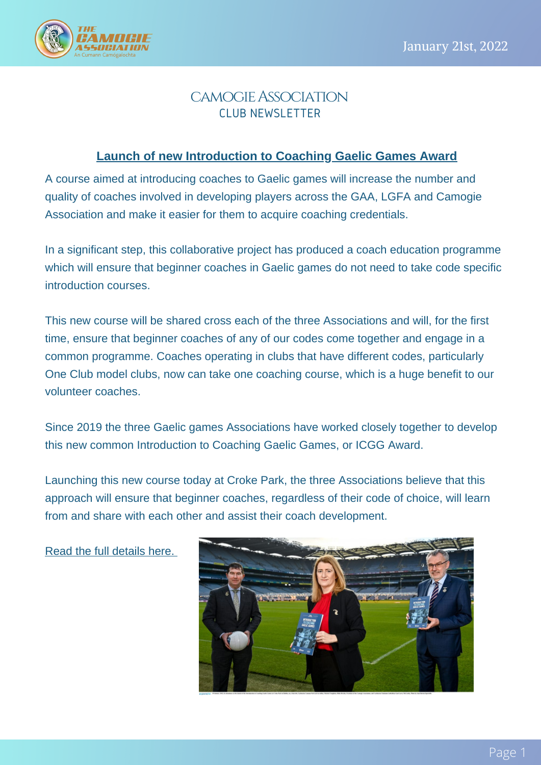January 21st, 2022

# CAMOGIE ASSOCIATION
## CLUB NEWSLETTER

### Launch of new Introduction to Coaching Gaelic Games Award

A course aimed at introducing coaches to Gaelic games will increase the number and quality of coaches involved in developing players across the GAA, LGFA and Camogie Association and make it easier for them to acquire coaching credentials.

In a significant step, this collaborative project has produced a coach education programme which will ensure that beginner coaches in Gaelic games do not need to take code specific introduction courses.

This new course will be shared cross each of the three Associations and will, for the first time, ensure that beginner coaches of any of our codes come together and engage in a common programme. Coaches operating in clubs that have different codes, particularly One Club model clubs, now can take one coaching course, which is a huge benefit to our volunteer coaches.

Since 2019 the three Gaelic games Associations have worked closely together to develop this new common Introduction to Coaching Gaelic Games, or ICGG Award.

Launching this new course today at Croke Park, the three Associations believe that this approach will ensure that beginner coaches, regardless of their code of choice, will learn from and share with each other and assist their coach development.

Read the full details here.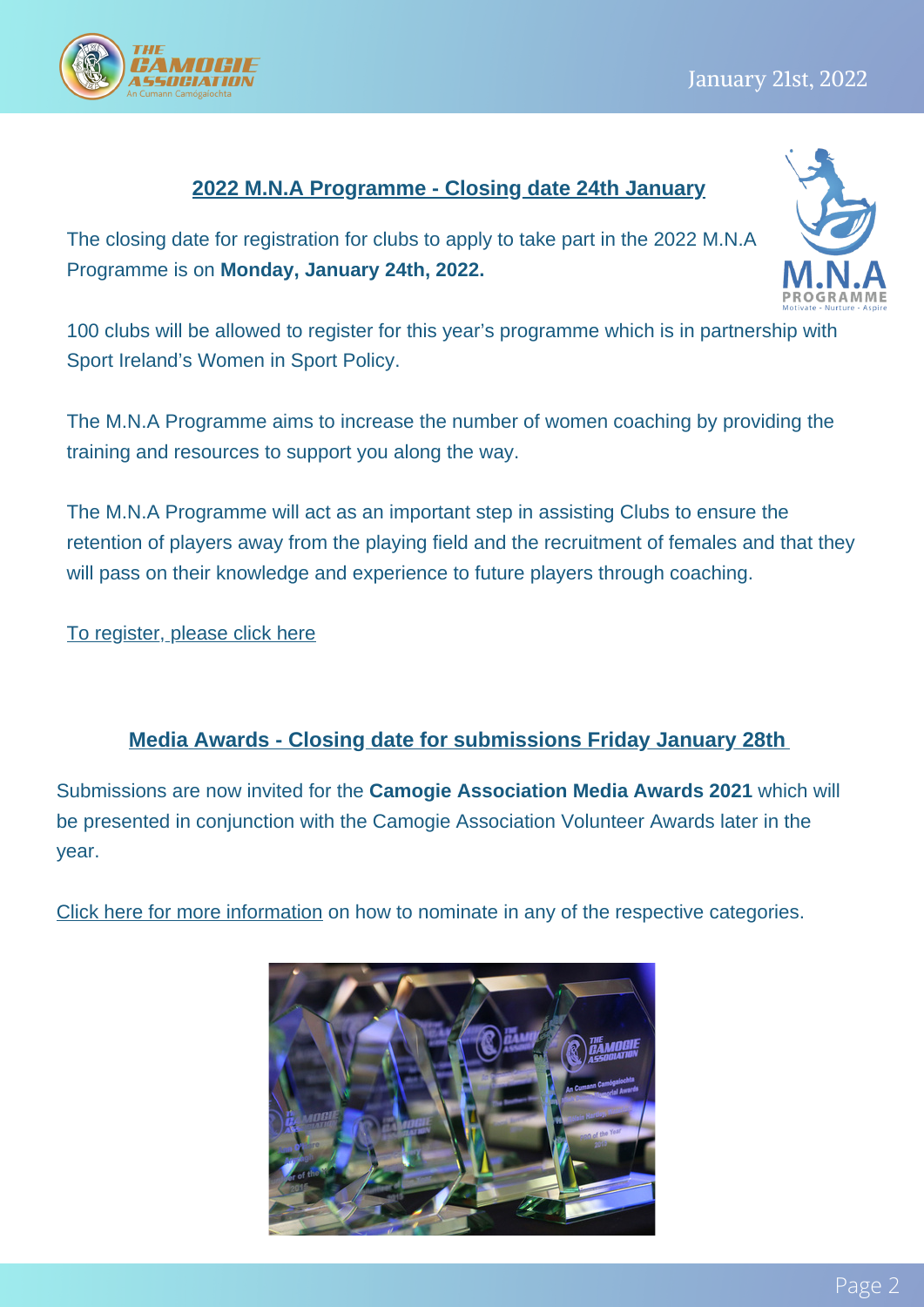## 2022 M.N.A Programme - Closing date 24th January

The closing date for registration for clubs to apply to take part in the 2022 M.N.A Programme is on **Monday, January 24th, 2022.**

100 clubs will be allowed to register for this year's programme which is in partnership with Sport Ireland's Women in Sport Policy.

The M.N.A Programme aims to increase the number of women coaching by providing the training and resources to support you along the way.

The M.N.A Programme will act as an important step in assisting Clubs to ensure the retention of players away from the playing field and the recruitment of females and that they will pass on their knowledge and experience to future players through coaching.

To register, please click here

## Media Awards - Closing date for submissions Friday January 28th

Submissions are now invited for the **Camogie Association Media Awards 2021** which will be presented in conjunction with the Camogie Association Volunteer Awards later in the year.

Click here for more information on how to nominate in any of the respective categories.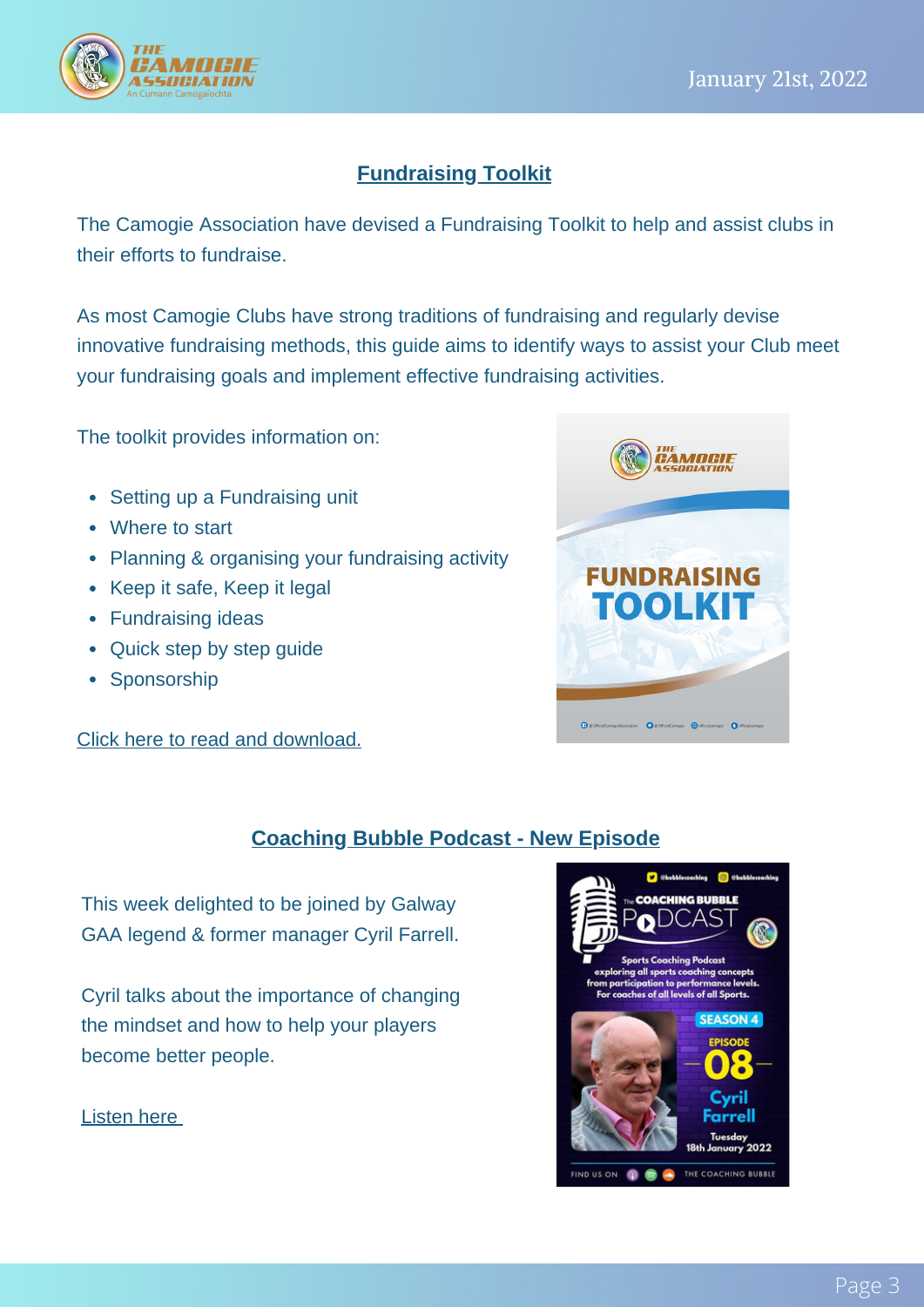## Fundraising Toolkit

The Camogie Association have devised a Fundraising Toolkit to help and assist clubs in their efforts to fundraise.

As most Camogie Clubs have strong traditions of fundraising and regularly devise innovative fundraising methods, this guide aims to identify ways to assist your Club meet your fundraising goals and implement effective fundraising activities.

The toolkit provides information on:

- Setting up a Fundraising unit
- Where to start
- Planning & organising your fundraising activity
- Keep it safe, Keep it legal
- Fundraising ideas
- Quick step by step guide
- Sponsorship

Click here to read and download.

## Coaching Bubble Podcast - New Episode

This week delighted to be joined by Galway GAA legend & former manager Cyril Farrell.

Cyril talks about the importance of changing the mindset and how to help your players become better people.

Listen here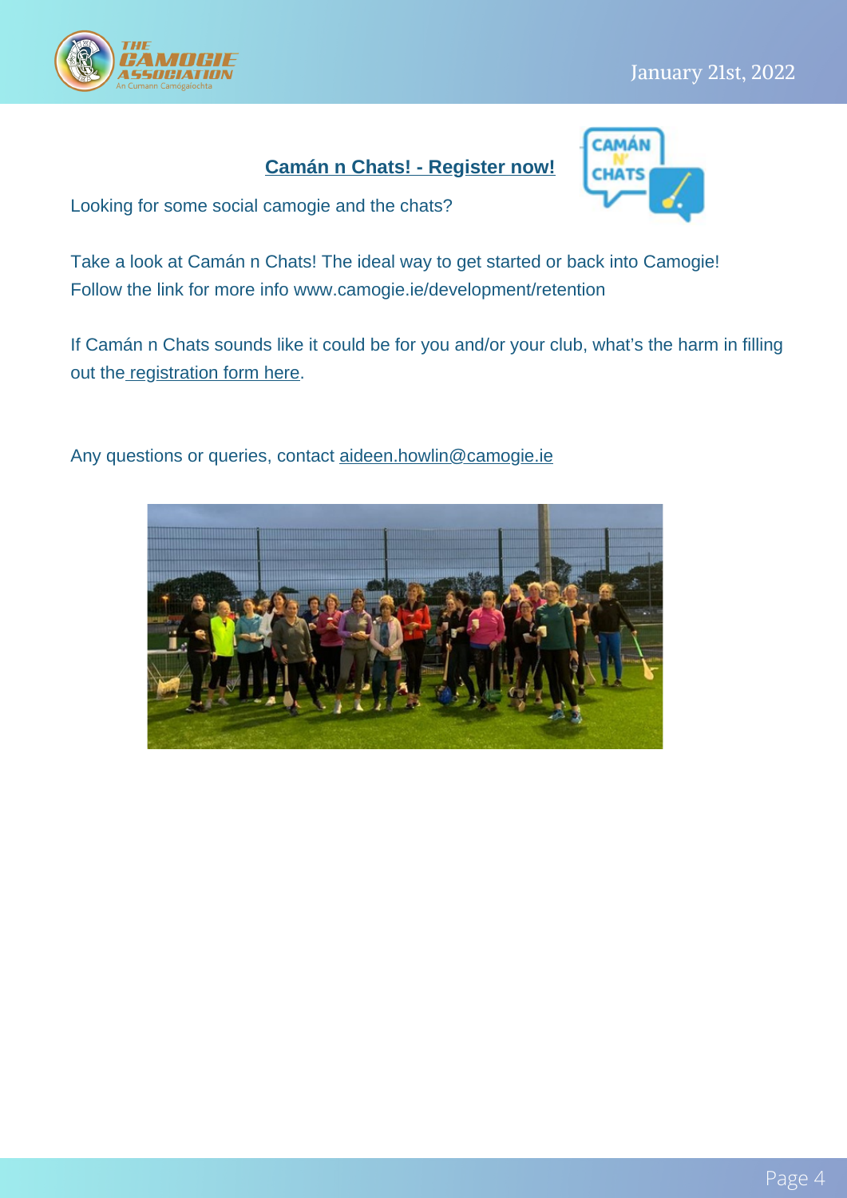## Camán n Chats! - Register now!

Looking for some social camogie and the chats?

Take a look at Camán n Chats! The ideal way to get started or back into Camogie! Follow the link for more info www.camogie.ie/development/retention

If Camán n Chats sounds like it could be for you and/or your club, what's the harm in filling out the registration form here.

Any questions or queries, contact aideen.howlin@camogie.ie